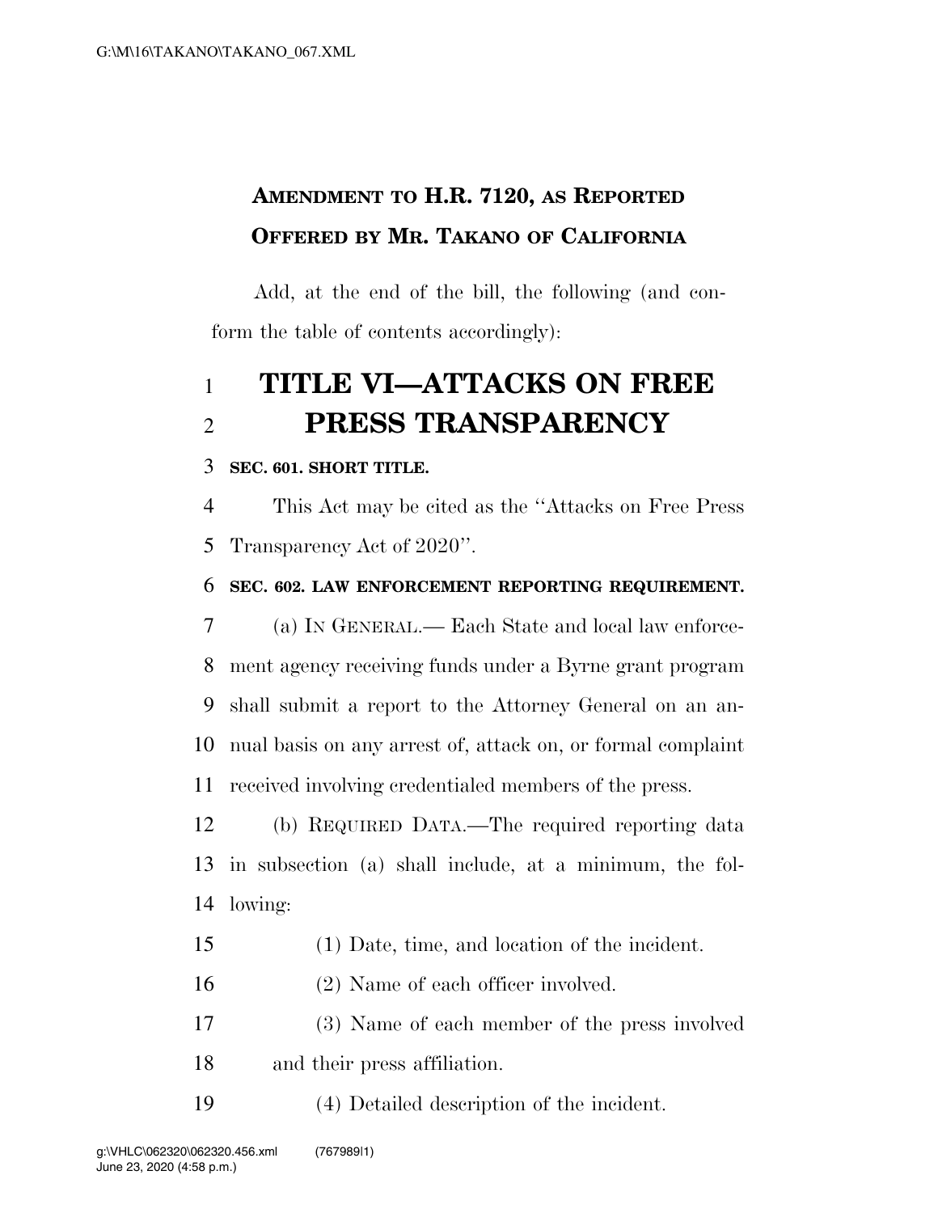**AMENDMENT TO H.R. 7120, AS REPORTED**
**OFFERED BY MR. TAKANO OF CALIFORNIA**

Add, at the end of the bill, the following (and conform the table of contents accordingly):

# TITLE VI—ATTACKS ON FREE PRESS TRANSPARENCY

**SEC. 601. SHORT TITLE.**

This Act may be cited as the ''Attacks on Free Press Transparency Act of 2020''.

**SEC. 602. LAW ENFORCEMENT REPORTING REQUIREMENT.**

(a) IN GENERAL.— Each State and local law enforcement agency receiving funds under a Byrne grant program shall submit a report to the Attorney General on an annual basis on any arrest of, attack on, or formal complaint received involving credentialed members of the press.

(b) REQUIRED DATA.—The required reporting data in subsection (a) shall include, at a minimum, the following:

(1) Date, time, and location of the incident.

(2) Name of each officer involved.

(3) Name of each member of the press involved and their press affiliation.

(4) Detailed description of the incident.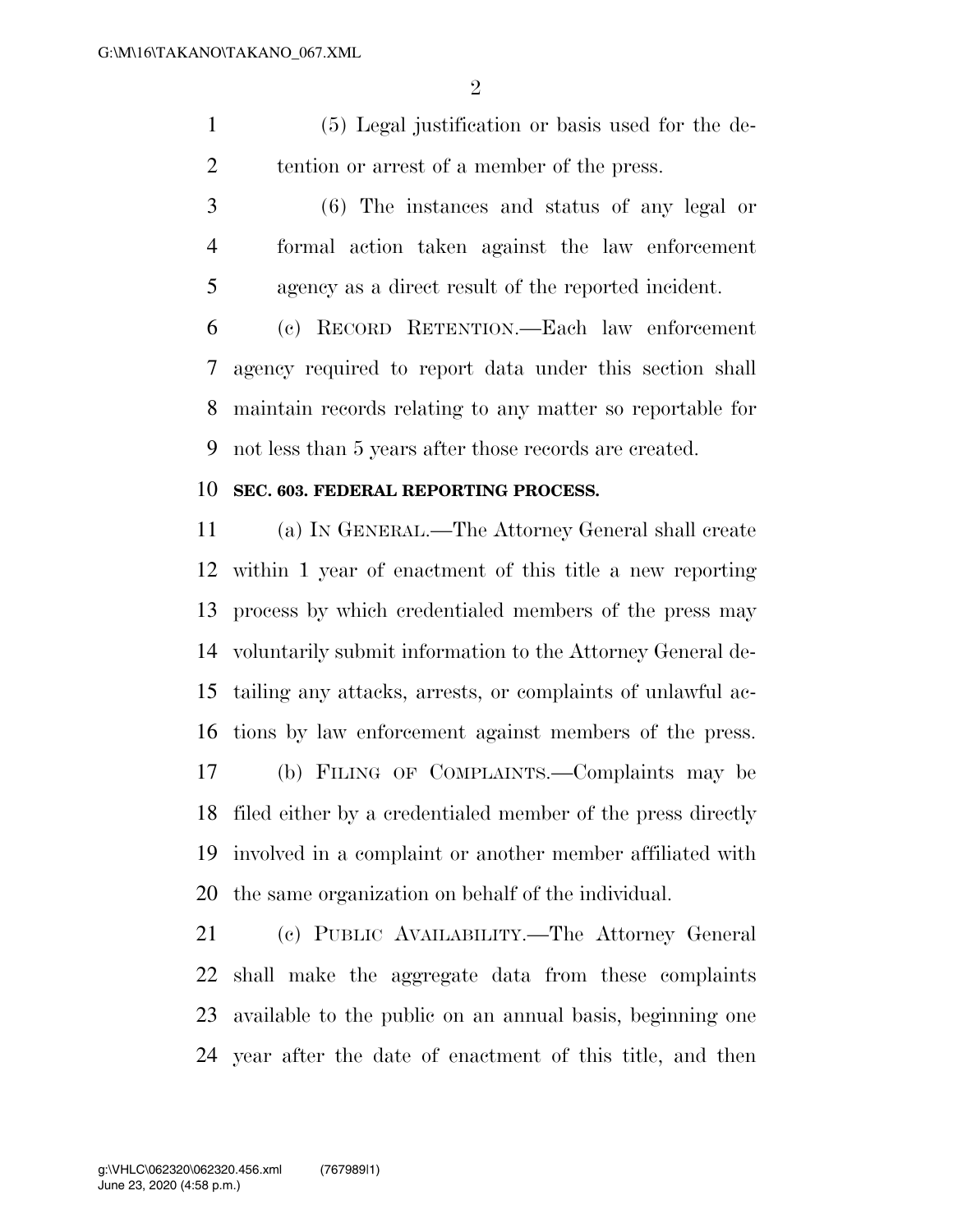(5) Legal justification or basis used for the detention or arrest of a member of the press.

(6) The instances and status of any legal or formal action taken against the law enforcement agency as a direct result of the reported incident.

(c) RECORD RETENTION.—Each law enforcement agency required to report data under this section shall maintain records relating to any matter so reportable for not less than 5 years after those records are created.

**SEC. 603. FEDERAL REPORTING PROCESS.**

(a) IN GENERAL.—The Attorney General shall create within 1 year of enactment of this title a new reporting process by which credentialed members of the press may voluntarily submit information to the Attorney General detailing any attacks, arrests, or complaints of unlawful actions by law enforcement against members of the press.

(b) FILING OF COMPLAINTS.—Complaints may be filed either by a credentialed member of the press directly involved in a complaint or another member affiliated with the same organization on behalf of the individual.

(c) PUBLIC AVAILABILITY.—The Attorney General shall make the aggregate data from these complaints available to the public on an annual basis, beginning one year after the date of enactment of this title, and then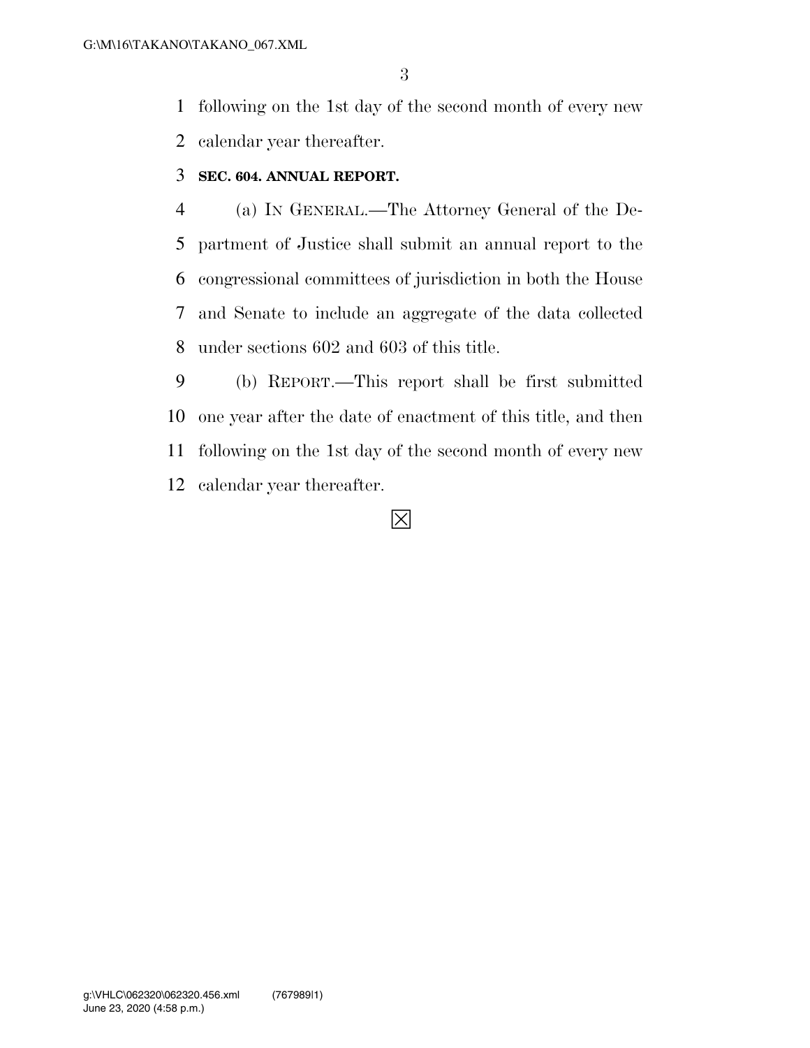following on the 1st day of the second month of every new calendar year thereafter.

**SEC. 604. ANNUAL REPORT.**

(a) IN GENERAL.—The Attorney General of the Department of Justice shall submit an annual report to the congressional committees of jurisdiction in both the House and Senate to include an aggregate of the data collected under sections 602 and 603 of this title.

(b) REPORT.—This report shall be first submitted one year after the date of enactment of this title, and then following on the 1st day of the second month of every new calendar year thereafter.